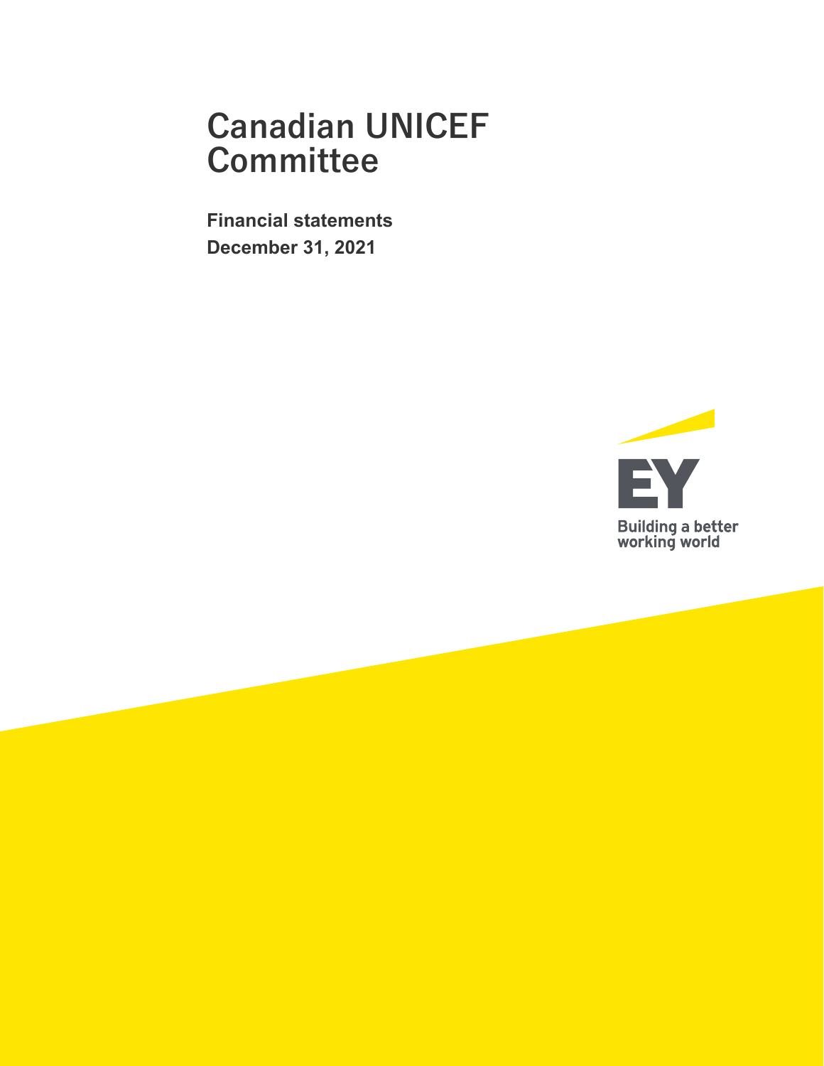# Canadian UNICEF Committee

**Financial statements**

**December 31, 2021**

EY

Building a better working world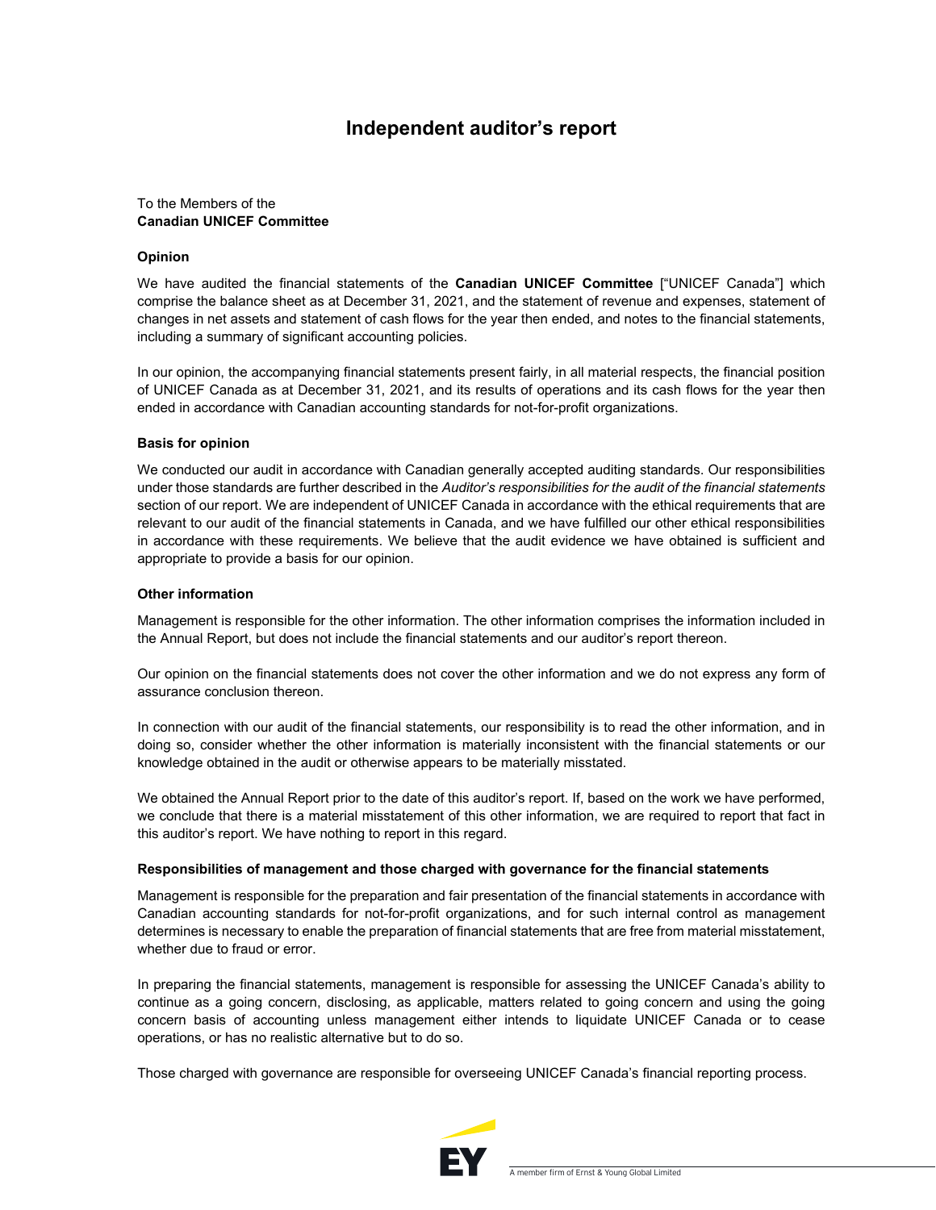# Independent auditor's report

To the Members of the
**Canadian UNICEF Committee**

**Opinion**

We have audited the financial statements of the **Canadian UNICEF Committee** ["UNICEF Canada"] which comprise the balance sheet as at December 31, 2021, and the statement of revenue and expenses, statement of changes in net assets and statement of cash flows for the year then ended, and notes to the financial statements, including a summary of significant accounting policies.

In our opinion, the accompanying financial statements present fairly, in all material respects, the financial position of UNICEF Canada as at December 31, 2021, and its results of operations and its cash flows for the year then ended in accordance with Canadian accounting standards for not-for-profit organizations.

**Basis for opinion**

We conducted our audit in accordance with Canadian generally accepted auditing standards. Our responsibilities under those standards are further described in the *Auditor's responsibilities for the audit of the financial statements* section of our report. We are independent of UNICEF Canada in accordance with the ethical requirements that are relevant to our audit of the financial statements in Canada, and we have fulfilled our other ethical responsibilities in accordance with these requirements. We believe that the audit evidence we have obtained is sufficient and appropriate to provide a basis for our opinion.

**Other information**

Management is responsible for the other information. The other information comprises the information included in the Annual Report, but does not include the financial statements and our auditor's report thereon.

Our opinion on the financial statements does not cover the other information and we do not express any form of assurance conclusion thereon.

In connection with our audit of the financial statements, our responsibility is to read the other information, and in doing so, consider whether the other information is materially inconsistent with the financial statements or our knowledge obtained in the audit or otherwise appears to be materially misstated.

We obtained the Annual Report prior to the date of this auditor's report. If, based on the work we have performed, we conclude that there is a material misstatement of this other information, we are required to report that fact in this auditor's report. We have nothing to report in this regard.

**Responsibilities of management and those charged with governance for the financial statements**

Management is responsible for the preparation and fair presentation of the financial statements in accordance with Canadian accounting standards for not-for-profit organizations, and for such internal control as management determines is necessary to enable the preparation of financial statements that are free from material misstatement, whether due to fraud or error.

In preparing the financial statements, management is responsible for assessing the UNICEF Canada's ability to continue as a going concern, disclosing, as applicable, matters related to going concern and using the going concern basis of accounting unless management either intends to liquidate UNICEF Canada or to cease operations, or has no realistic alternative but to do so.

Those charged with governance are responsible for overseeing UNICEF Canada's financial reporting process.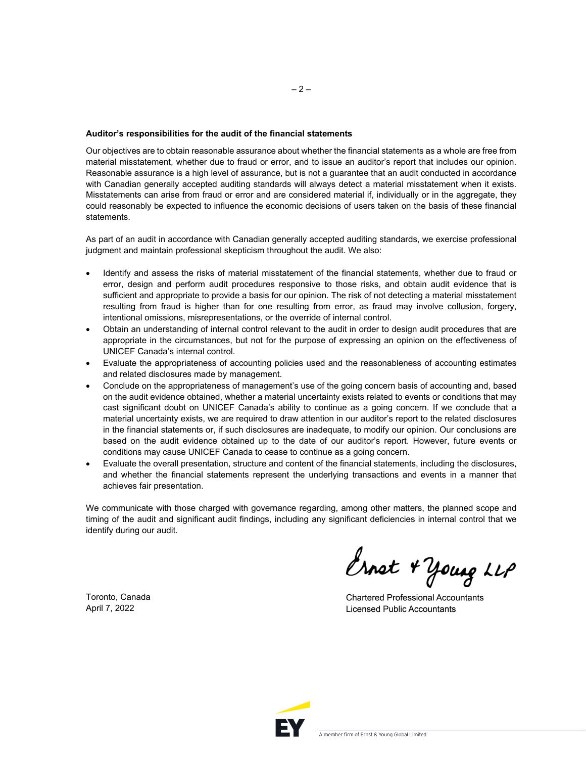**Auditor's responsibilities for the audit of the financial statements**

Our objectives are to obtain reasonable assurance about whether the financial statements as a whole are free from material misstatement, whether due to fraud or error, and to issue an auditor's report that includes our opinion. Reasonable assurance is a high level of assurance, but is not a guarantee that an audit conducted in accordance with Canadian generally accepted auditing standards will always detect a material misstatement when it exists. Misstatements can arise from fraud or error and are considered material if, individually or in the aggregate, they could reasonably be expected to influence the economic decisions of users taken on the basis of these financial statements.

As part of an audit in accordance with Canadian generally accepted auditing standards, we exercise professional judgment and maintain professional skepticism throughout the audit. We also:

- Identify and assess the risks of material misstatement of the financial statements, whether due to fraud or error, design and perform audit procedures responsive to those risks, and obtain audit evidence that is sufficient and appropriate to provide a basis for our opinion. The risk of not detecting a material misstatement resulting from fraud is higher than for one resulting from error, as fraud may involve collusion, forgery, intentional omissions, misrepresentations, or the override of internal control.
- Obtain an understanding of internal control relevant to the audit in order to design audit procedures that are appropriate in the circumstances, but not for the purpose of expressing an opinion on the effectiveness of UNICEF Canada's internal control.
- Evaluate the appropriateness of accounting policies used and the reasonableness of accounting estimates and related disclosures made by management.
- Conclude on the appropriateness of management's use of the going concern basis of accounting and, based on the audit evidence obtained, whether a material uncertainty exists related to events or conditions that may cast significant doubt on UNICEF Canada's ability to continue as a going concern. If we conclude that a material uncertainty exists, we are required to draw attention in our auditor's report to the related disclosures in the financial statements or, if such disclosures are inadequate, to modify our opinion. Our conclusions are based on the audit evidence obtained up to the date of our auditor's report. However, future events or conditions may cause UNICEF Canada to cease to continue as a going concern.
- Evaluate the overall presentation, structure and content of the financial statements, including the disclosures, and whether the financial statements represent the underlying transactions and events in a manner that achieves fair presentation.

We communicate with those charged with governance regarding, among other matters, the planned scope and timing of the audit and significant audit findings, including any significant deficiencies in internal control that we identify during our audit.

Ernst & Young LLP

Chartered Professional Accountants
Licensed Public Accountants

Toronto, Canada
April 7, 2022

A member firm of Ernst & Young Global Limited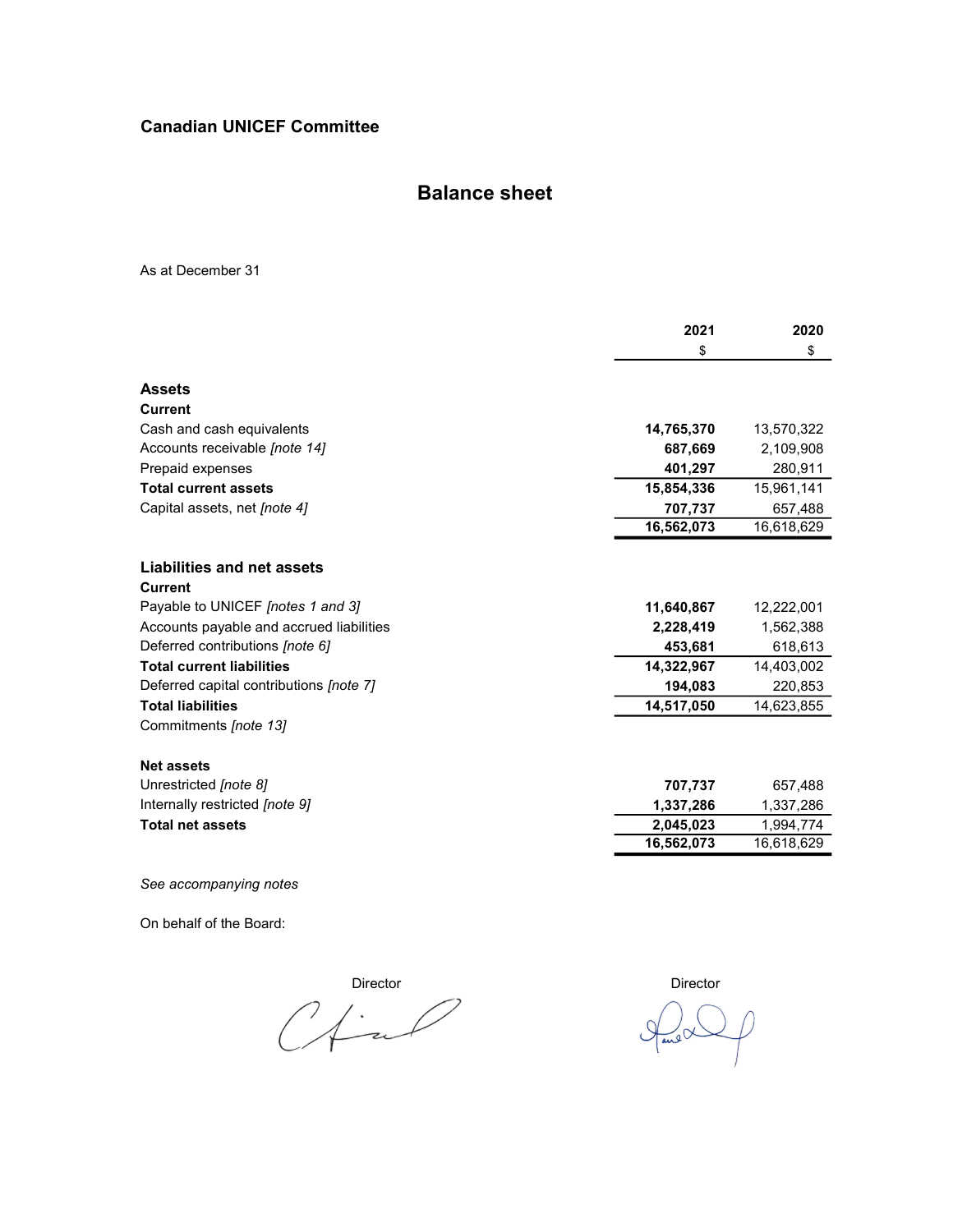**Canadian UNICEF Committee**

# Balance sheet

As at December 31

| | 2021 | 2020 |
|---|---|---|
| | $ | $ |
| **Assets** | | |
| **Current** | | |
| Cash and cash equivalents | **14,765,370** | 13,570,322 |
| Accounts receivable *[note 14]* | **687,669** | 2,109,908 |
| Prepaid expenses | **401,297** | 280,911 |
| **Total current assets** | **15,854,336** | 15,961,141 |
| Capital assets, net *[note 4]* | **707,737** | 657,488 |
| | **16,562,073** | 16,618,629 |
| **Liabilities and net assets** | | |
| **Current** | | |
| Payable to UNICEF *[notes 1 and 3]* | **11,640,867** | 12,222,001 |
| Accounts payable and accrued liabilities | **2,228,419** | 1,562,388 |
| Deferred contributions *[note 6]* | **453,681** | 618,613 |
| **Total current liabilities** | **14,322,967** | 14,403,002 |
| Deferred capital contributions *[note 7]* | **194,083** | 220,853 |
| **Total liabilities** | **14,517,050** | 14,623,855 |
| Commitments *[note 13]* | | |
| **Net assets** | | |
| Unrestricted *[note 8]* | **707,737** | 657,488 |
| Internally restricted *[note 9]* | **1,337,286** | 1,337,286 |
| **Total net assets** | **2,045,023** | 1,994,774 |
| | **16,562,073** | 16,618,629 |

*See accompanying notes*

On behalf of the Board:

Director

Director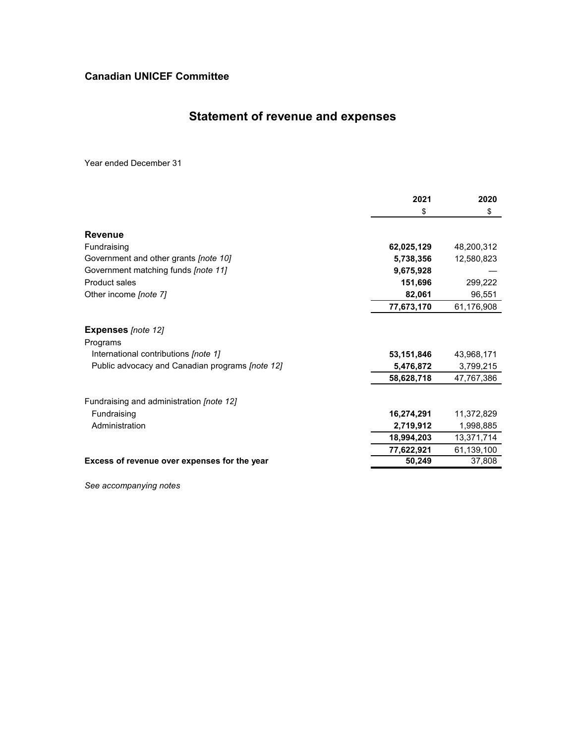**Canadian UNICEF Committee**

# Statement of revenue and expenses

Year ended December 31

| | 2021 | 2020 |
|---|---|---|
| | $ | $ |
| **Revenue** | | |
| Fundraising | **62,025,129** | 48,200,312 |
| Government and other grants *[note 10]* | **5,738,356** | 12,580,823 |
| Government matching funds *[note 11]* | **9,675,928** | — |
| Product sales | **151,696** | 299,222 |
| Other income *[note 7]* | **82,061** | 96,551 |
| | **77,673,170** | 61,176,908 |
| **Expenses** *[note 12]* | | |
| Programs | | |
| International contributions *[note 1]* | **53,151,846** | 43,968,171 |
| Public advocacy and Canadian programs *[note 12]* | **5,476,872** | 3,799,215 |
| | **58,628,718** | 47,767,386 |
| Fundraising and administration *[note 12]* | | |
| Fundraising | **16,274,291** | 11,372,829 |
| Administration | **2,719,912** | 1,998,885 |
| | **18,994,203** | 13,371,714 |
| | **77,622,921** | 61,139,100 |
| **Excess of revenue over expenses for the year** | **50,249** | 37,808 |

*See accompanying notes*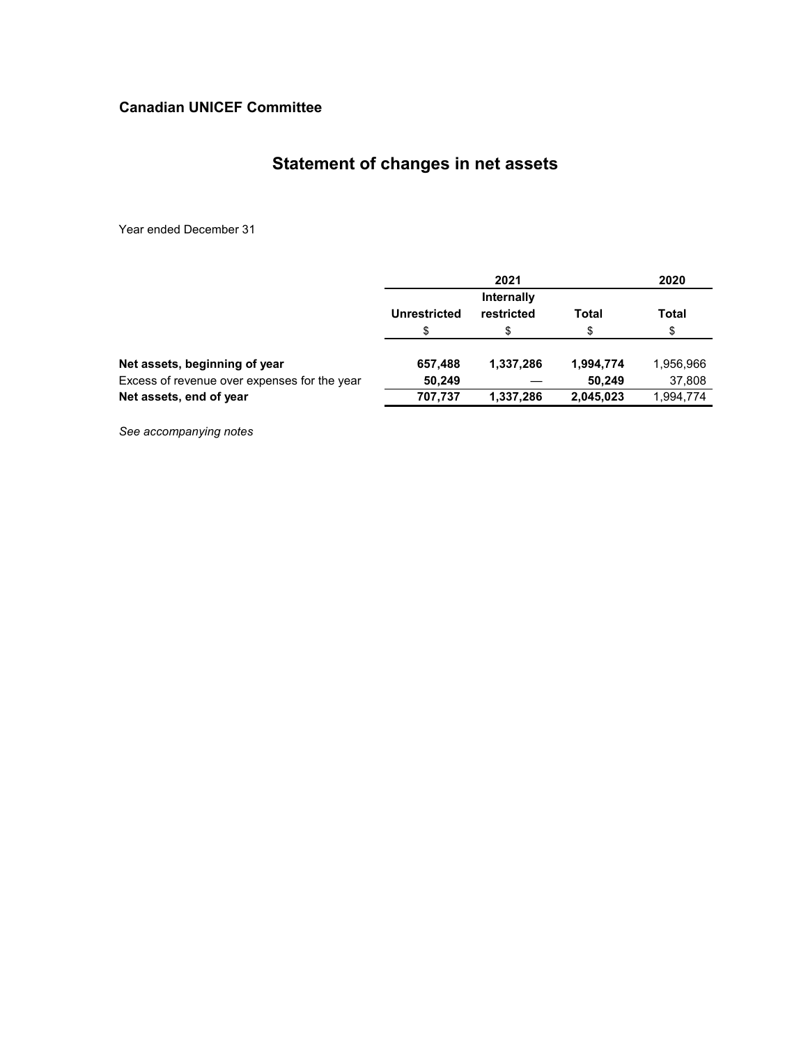**Canadian UNICEF Committee**

# Statement of changes in net assets

Year ended December 31

| | 2021 | | | 2020 |
|---|---|---|---|---|
| | **Unrestricted** | **Internally restricted** | **Total** | **Total** |
| | $ | $ | $ | $ |
| **Net assets, beginning of year** | **657,488** | **1,337,286** | **1,994,774** | 1,956,966 |
| Excess of revenue over expenses for the year | **50,249** | — | **50,249** | 37,808 |
| **Net assets, end of year** | **707,737** | **1,337,286** | **2,045,023** | 1,994,774 |

*See accompanying notes*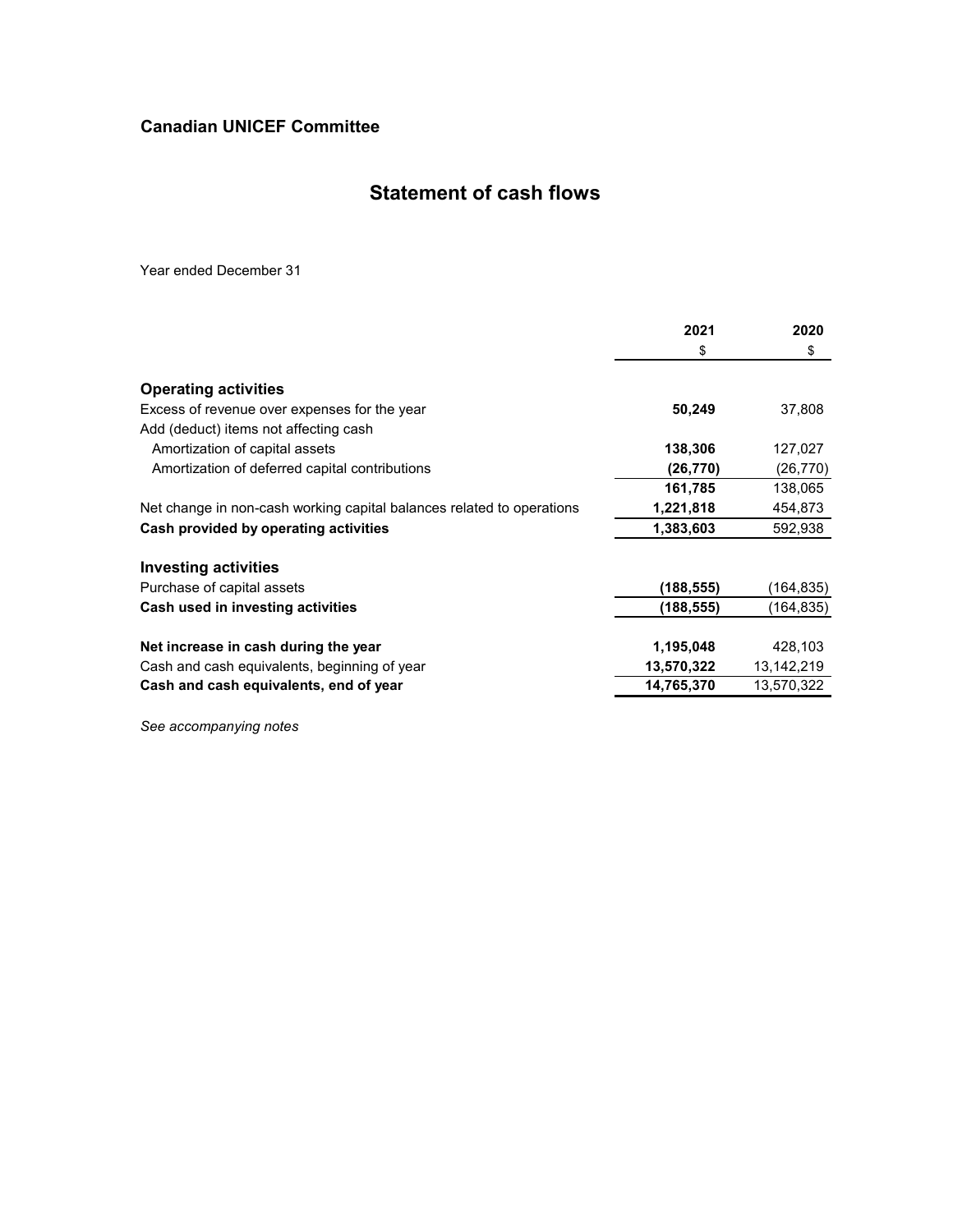## Canadian UNICEF Committee

# Statement of cash flows

Year ended December 31

| | 2021 | 2020 |
|---|---|---|
| | $ | $ |
| **Operating activities** | | |
| Excess of revenue over expenses for the year | **50,249** | 37,808 |
| Add (deduct) items not affecting cash | | |
| Amortization of capital assets | **138,306** | 127,027 |
| Amortization of deferred capital contributions | **(26,770)** | (26,770) |
| | **161,785** | 138,065 |
| Net change in non-cash working capital balances related to operations | **1,221,818** | 454,873 |
| **Cash provided by operating activities** | **1,383,603** | 592,938 |
| **Investing activities** | | |
| Purchase of capital assets | **(188,555)** | (164,835) |
| **Cash used in investing activities** | **(188,555)** | (164,835) |
| **Net increase in cash during the year** | **1,195,048** | 428,103 |
| Cash and cash equivalents, beginning of year | **13,570,322** | 13,142,219 |
| **Cash and cash equivalents, end of year** | **14,765,370** | 13,570,322 |

*See accompanying notes*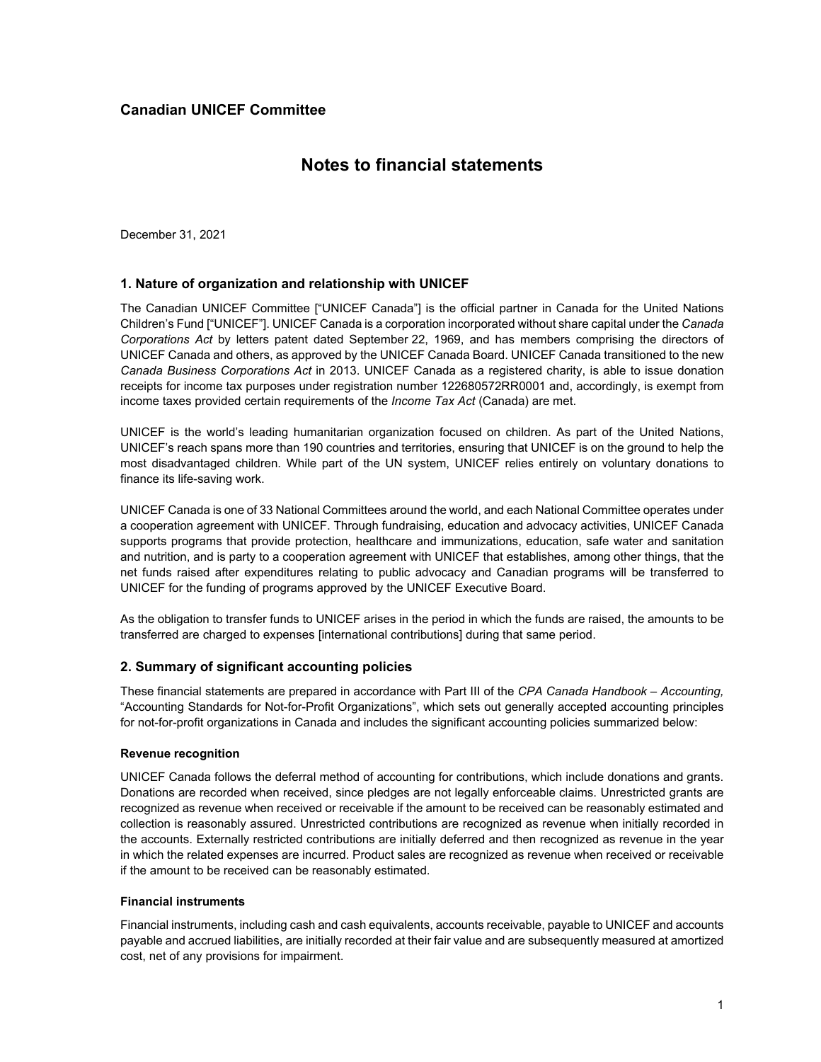# Canadian UNICEF Committee

## Notes to financial statements

December 31, 2021

### 1. Nature of organization and relationship with UNICEF

The Canadian UNICEF Committee ["UNICEF Canada"] is the official partner in Canada for the United Nations Children's Fund ["UNICEF"]. UNICEF Canada is a corporation incorporated without share capital under the *Canada Corporations Act* by letters patent dated September 22, 1969, and has members comprising the directors of UNICEF Canada and others, as approved by the UNICEF Canada Board. UNICEF Canada transitioned to the new *Canada Business Corporations Act* in 2013. UNICEF Canada as a registered charity, is able to issue donation receipts for income tax purposes under registration number 122680572RR0001 and, accordingly, is exempt from income taxes provided certain requirements of the *Income Tax Act* (Canada) are met.

UNICEF is the world's leading humanitarian organization focused on children. As part of the United Nations, UNICEF's reach spans more than 190 countries and territories, ensuring that UNICEF is on the ground to help the most disadvantaged children. While part of the UN system, UNICEF relies entirely on voluntary donations to finance its life-saving work.

UNICEF Canada is one of 33 National Committees around the world, and each National Committee operates under a cooperation agreement with UNICEF. Through fundraising, education and advocacy activities, UNICEF Canada supports programs that provide protection, healthcare and immunizations, education, safe water and sanitation and nutrition, and is party to a cooperation agreement with UNICEF that establishes, among other things, that the net funds raised after expenditures relating to public advocacy and Canadian programs will be transferred to UNICEF for the funding of programs approved by the UNICEF Executive Board.

As the obligation to transfer funds to UNICEF arises in the period in which the funds are raised, the amounts to be transferred are charged to expenses [international contributions] during that same period.

### 2. Summary of significant accounting policies

These financial statements are prepared in accordance with Part III of the *CPA Canada Handbook – Accounting,* "Accounting Standards for Not-for-Profit Organizations", which sets out generally accepted accounting principles for not-for-profit organizations in Canada and includes the significant accounting policies summarized below:

#### Revenue recognition

UNICEF Canada follows the deferral method of accounting for contributions, which include donations and grants. Donations are recorded when received, since pledges are not legally enforceable claims. Unrestricted grants are recognized as revenue when received or receivable if the amount to be received can be reasonably estimated and collection is reasonably assured. Unrestricted contributions are recognized as revenue when initially recorded in the accounts. Externally restricted contributions are initially deferred and then recognized as revenue in the year in which the related expenses are incurred. Product sales are recognized as revenue when received or receivable if the amount to be received can be reasonably estimated.

#### Financial instruments

Financial instruments, including cash and cash equivalents, accounts receivable, payable to UNICEF and accounts payable and accrued liabilities, are initially recorded at their fair value and are subsequently measured at amortized cost, net of any provisions for impairment.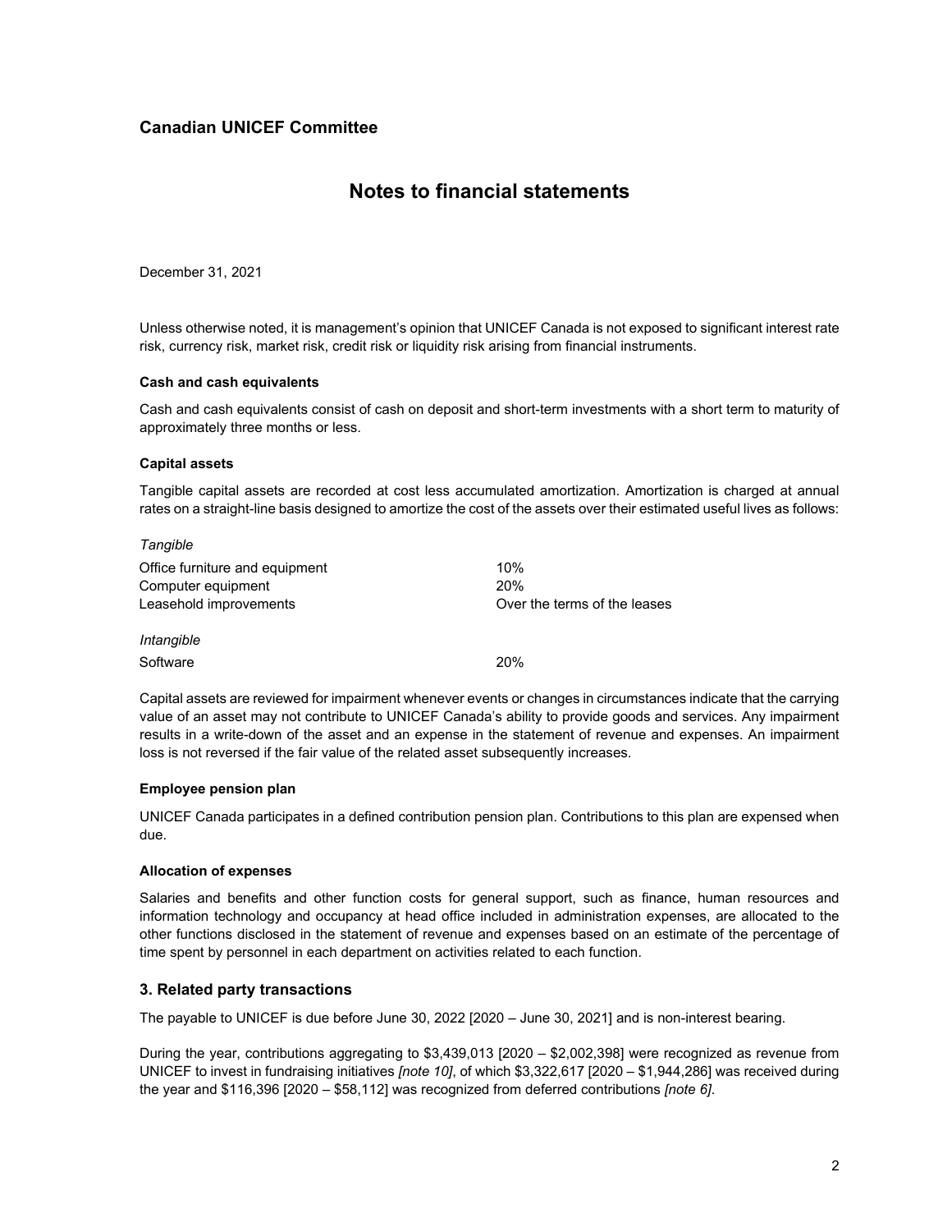## Canadian UNICEF Committee

# Notes to financial statements

December 31, 2021

Unless otherwise noted, it is management's opinion that UNICEF Canada is not exposed to significant interest rate risk, currency risk, market risk, credit risk or liquidity risk arising from financial instruments.

**Cash and cash equivalents**

Cash and cash equivalents consist of cash on deposit and short-term investments with a short term to maturity of approximately three months or less.

**Capital assets**

Tangible capital assets are recorded at cost less accumulated amortization. Amortization is charged at annual rates on a straight-line basis designed to amortize the cost of the assets over their estimated useful lives as follows:

| | |
|---|---|
| *Tangible* | |
| Office furniture and equipment | 10% |
| Computer equipment | 20% |
| Leasehold improvements | Over the terms of the leases |
| *Intangible* | |
| Software | 20% |

Capital assets are reviewed for impairment whenever events or changes in circumstances indicate that the carrying value of an asset may not contribute to UNICEF Canada's ability to provide goods and services. Any impairment results in a write-down of the asset and an expense in the statement of revenue and expenses. An impairment loss is not reversed if the fair value of the related asset subsequently increases.

**Employee pension plan**

UNICEF Canada participates in a defined contribution pension plan. Contributions to this plan are expensed when due.

**Allocation of expenses**

Salaries and benefits and other function costs for general support, such as finance, human resources and information technology and occupancy at head office included in administration expenses, are allocated to the other functions disclosed in the statement of revenue and expenses based on an estimate of the percentage of time spent by personnel in each department on activities related to each function.

## 3. Related party transactions

The payable to UNICEF is due before June 30, 2022 [2020 – June 30, 2021] and is non-interest bearing.

During the year, contributions aggregating to $3,439,013 [2020 – $2,002,398] were recognized as revenue from UNICEF to invest in fundraising initiatives *[note 10]*, of which $3,322,617 [2020 – $1,944,286] was received during the year and $116,396 [2020 – $58,112] was recognized from deferred contributions *[note 6]*.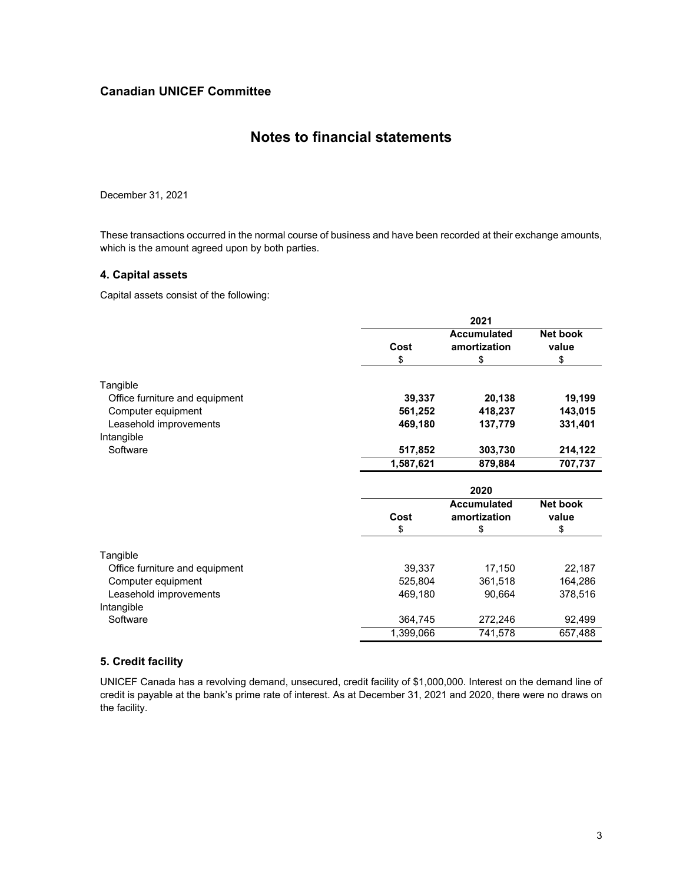## Canadian UNICEF Committee

# Notes to financial statements

December 31, 2021

These transactions occurred in the normal course of business and have been recorded at their exchange amounts, which is the amount agreed upon by both parties.

### 4. Capital assets

Capital assets consist of the following:

| | 2021 | | |
|---|---|---|---|
| | **Cost** | **Accumulated amortization** | **Net book value** |
| | $ | $ | $ |
| Tangible | | | |
| Office furniture and equipment | **39,337** | **20,138** | **19,199** |
| Computer equipment | **561,252** | **418,237** | **143,015** |
| Leasehold improvements | **469,180** | **137,779** | **331,401** |
| Intangible | | | |
| Software | **517,852** | **303,730** | **214,122** |
| | **1,587,621** | **879,884** | **707,737** |

| | 2020 | | |
|---|---|---|---|
| | **Cost** | **Accumulated amortization** | **Net book value** |
| | $ | $ | $ |
| Tangible | | | |
| Office furniture and equipment | 39,337 | 17,150 | 22,187 |
| Computer equipment | 525,804 | 361,518 | 164,286 |
| Leasehold improvements | 469,180 | 90,664 | 378,516 |
| Intangible | | | |
| Software | 364,745 | 272,246 | 92,499 |
| | 1,399,066 | 741,578 | 657,488 |

### 5. Credit facility

UNICEF Canada has a revolving demand, unsecured, credit facility of $1,000,000. Interest on the demand line of credit is payable at the bank's prime rate of interest. As at December 31, 2021 and 2020, there were no draws on the facility.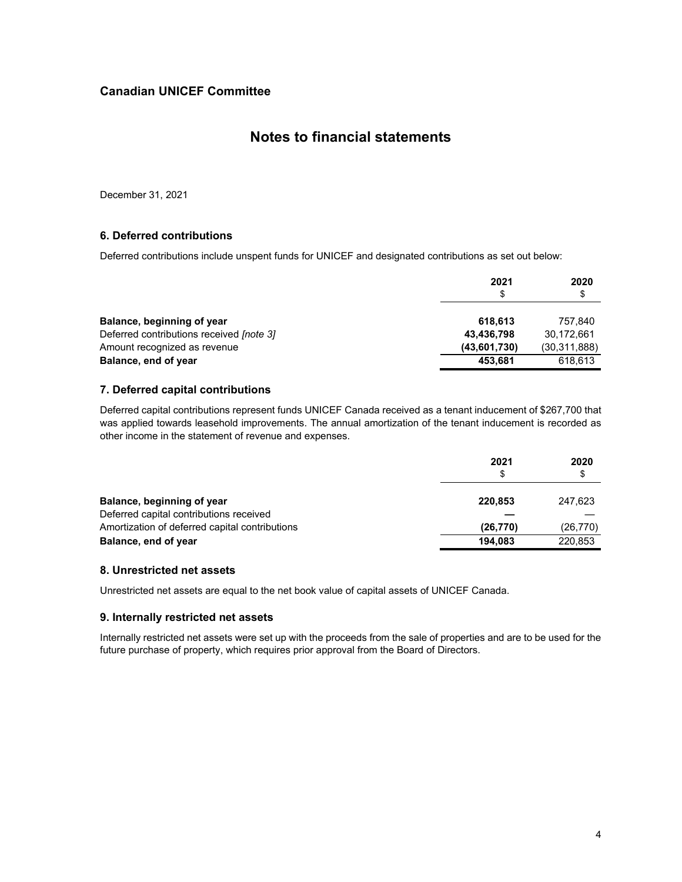## Canadian UNICEF Committee

# Notes to financial statements

December 31, 2021

### 6. Deferred contributions

Deferred contributions include unspent funds for UNICEF and designated contributions as set out below:

| | 2021<br>$ | 2020<br>$ |
|---|---|---|
| **Balance, beginning of year** | **618,613** | 757,840 |
| Deferred contributions received *[note 3]* | **43,436,798** | 30,172,661 |
| Amount recognized as revenue | **(43,601,730)** | (30,311,888) |
| **Balance, end of year** | **453,681** | 618,613 |

### 7. Deferred capital contributions

Deferred capital contributions represent funds UNICEF Canada received as a tenant inducement of $267,700 that was applied towards leasehold improvements. The annual amortization of the tenant inducement is recorded as other income in the statement of revenue and expenses.

| | 2021<br>$ | 2020<br>$ |
|---|---|---|
| **Balance, beginning of year** | **220,853** | 247,623 |
| Deferred capital contributions received | **—** | — |
| Amortization of deferred capital contributions | **(26,770)** | (26,770) |
| **Balance, end of year** | **194,083** | 220,853 |

### 8. Unrestricted net assets

Unrestricted net assets are equal to the net book value of capital assets of UNICEF Canada.

### 9. Internally restricted net assets

Internally restricted net assets were set up with the proceeds from the sale of properties and are to be used for the future purchase of property, which requires prior approval from the Board of Directors.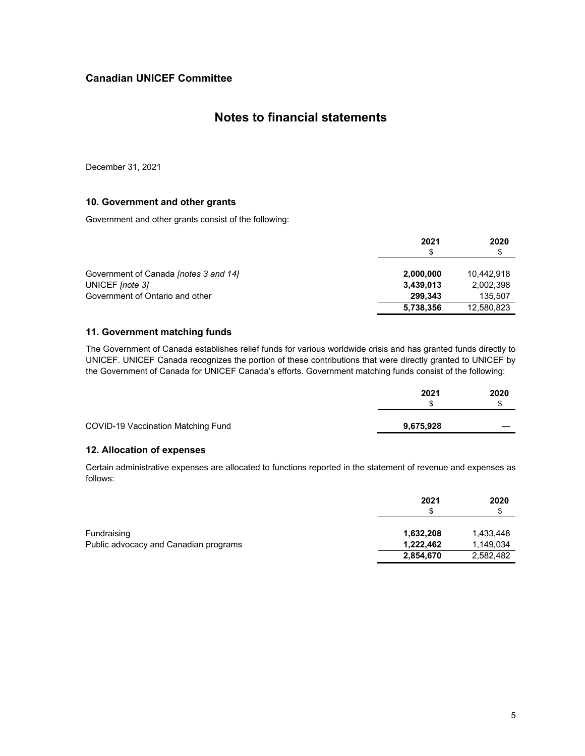**Canadian UNICEF Committee**

# Notes to financial statements

December 31, 2021

## 10. Government and other grants

Government and other grants consist of the following:

| | 2021<br>$ | 2020<br>$ |
|---|---|---|
| Government of Canada *[notes 3 and 14]* | **2,000,000** | 10,442,918 |
| UNICEF *[note 3]* | **3,439,013** | 2,002,398 |
| Government of Ontario and other | **299,343** | 135,507 |
| | **5,738,356** | 12,580,823 |

## 11. Government matching funds

The Government of Canada establishes relief funds for various worldwide crisis and has granted funds directly to UNICEF. UNICEF Canada recognizes the portion of these contributions that were directly granted to UNICEF by the Government of Canada for UNICEF Canada's efforts. Government matching funds consist of the following:

| | 2021<br>$ | 2020<br>$ |
|---|---|---|
| COVID-19 Vaccination Matching Fund | **9,675,928** | — |

## 12. Allocation of expenses

Certain administrative expenses are allocated to functions reported in the statement of revenue and expenses as follows:

| | 2021<br>$ | 2020<br>$ |
|---|---|---|
| Fundraising | **1,632,208** | 1,433,448 |
| Public advocacy and Canadian programs | **1,222,462** | 1,149,034 |
| | **2,854,670** | 2,582,482 |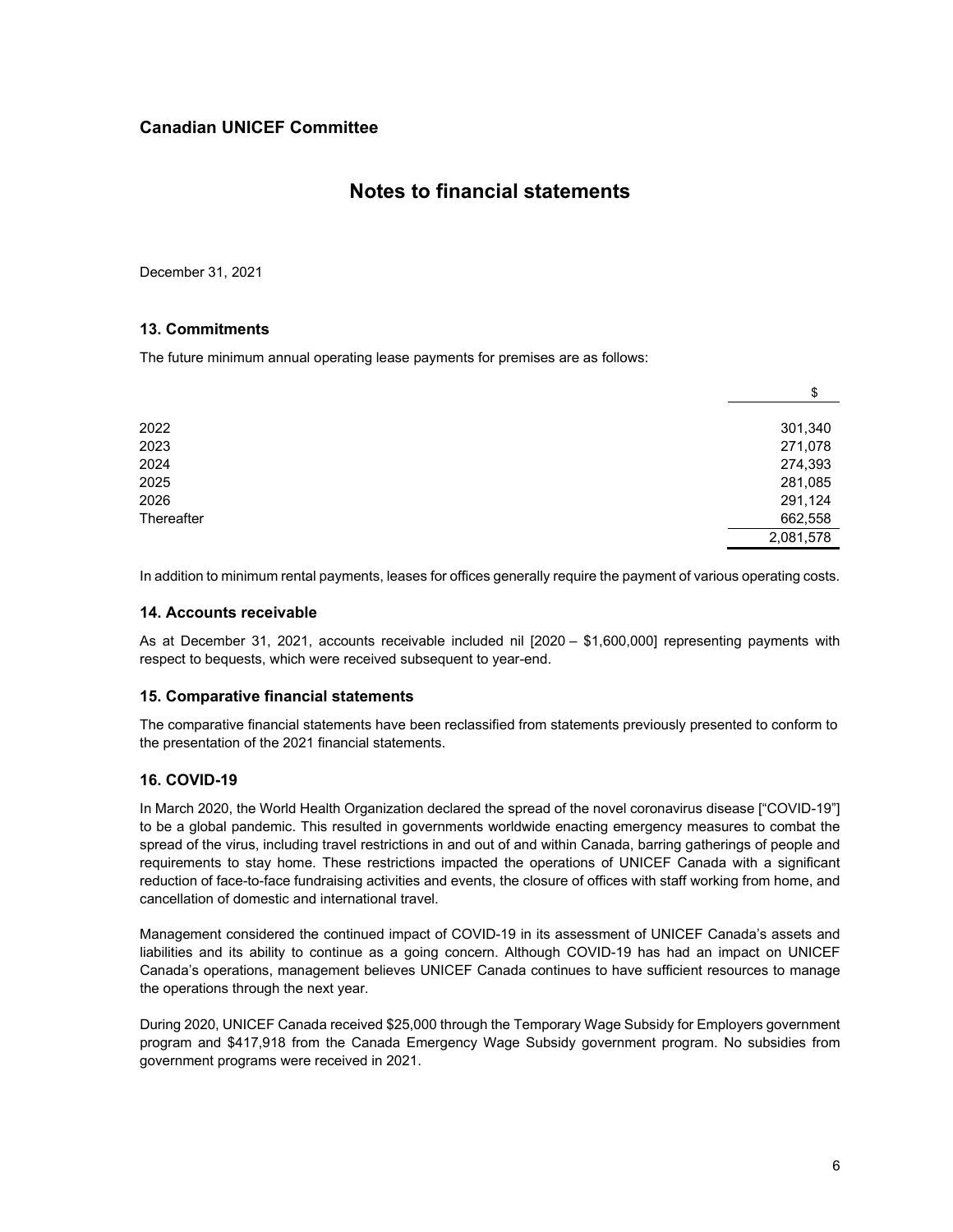**Canadian UNICEF Committee**

# Notes to financial statements

December 31, 2021

### 13. Commitments

The future minimum annual operating lease payments for premises are as follows:

| | $ |
|---|---|
| 2022 | 301,340 |
| 2023 | 271,078 |
| 2024 | 274,393 |
| 2025 | 281,085 |
| 2026 | 291,124 |
| Thereafter | 662,558 |
| | 2,081,578 |

In addition to minimum rental payments, leases for offices generally require the payment of various operating costs.

### 14. Accounts receivable

As at December 31, 2021, accounts receivable included nil [2020 – $1,600,000] representing payments with respect to bequests, which were received subsequent to year-end.

### 15. Comparative financial statements

The comparative financial statements have been reclassified from statements previously presented to conform to the presentation of the 2021 financial statements.

### 16. COVID-19

In March 2020, the World Health Organization declared the spread of the novel coronavirus disease ["COVID-19"] to be a global pandemic. This resulted in governments worldwide enacting emergency measures to combat the spread of the virus, including travel restrictions in and out of and within Canada, barring gatherings of people and requirements to stay home. These restrictions impacted the operations of UNICEF Canada with a significant reduction of face-to-face fundraising activities and events, the closure of offices with staff working from home, and cancellation of domestic and international travel.

Management considered the continued impact of COVID-19 in its assessment of UNICEF Canada's assets and liabilities and its ability to continue as a going concern. Although COVID-19 has had an impact on UNICEF Canada's operations, management believes UNICEF Canada continues to have sufficient resources to manage the operations through the next year.

During 2020, UNICEF Canada received $25,000 through the Temporary Wage Subsidy for Employers government program and $417,918 from the Canada Emergency Wage Subsidy government program. No subsidies from government programs were received in 2021.